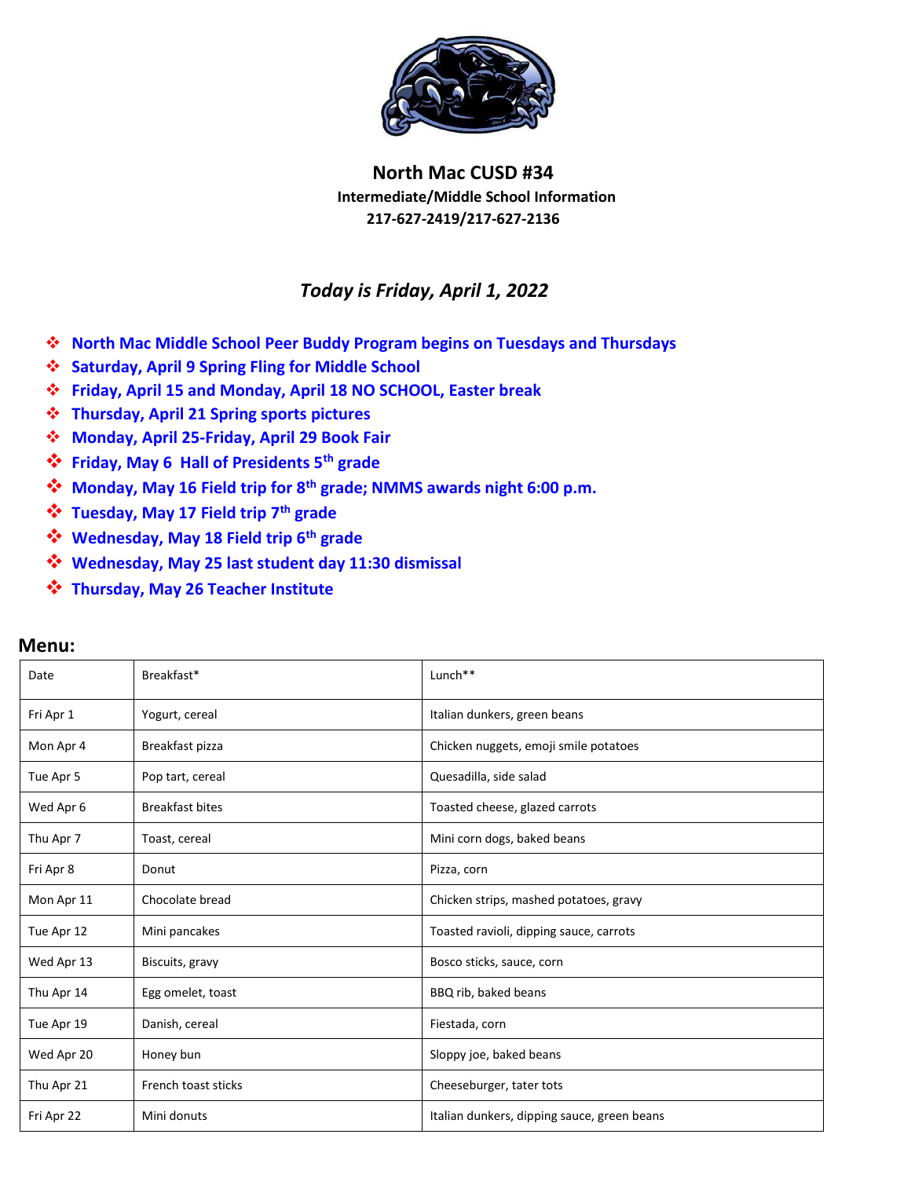# North Mac CUSD #34

**Intermediate/Middle School Information**

**217-627-2419/217-627-2136**

***Today is Friday, April 1, 2022***

- **North Mac Middle School Peer Buddy Program begins on Tuesdays and Thursdays**
- **Saturday, April 9 Spring Fling for Middle School**
- **Friday, April 15 and Monday, April 18 NO SCHOOL, Easter break**
- **Thursday, April 21 Spring sports pictures**
- **Monday, April 25-Friday, April 29 Book Fair**
- **Friday, May 6 Hall of Presidents 5th grade**
- **Monday, May 16 Field trip for 8th grade; NMMS awards night 6:00 p.m.**
- **Tuesday, May 17 Field trip 7th grade**
- **Wednesday, May 18 Field trip 6th grade**
- **Wednesday, May 25 last student day 11:30 dismissal**
- **Thursday, May 26 Teacher Institute**

## Menu:

| Date | Breakfast* | Lunch** |
|---|---|---|
| Fri Apr 1 | Yogurt, cereal | Italian dunkers, green beans |
| Mon Apr 4 | Breakfast pizza | Chicken nuggets, emoji smile potatoes |
| Tue Apr 5 | Pop tart, cereal | Quesadilla, side salad |
| Wed Apr 6 | Breakfast bites | Toasted cheese, glazed carrots |
| Thu Apr 7 | Toast, cereal | Mini corn dogs, baked beans |
| Fri Apr 8 | Donut | Pizza, corn |
| Mon Apr 11 | Chocolate bread | Chicken strips, mashed potatoes, gravy |
| Tue Apr 12 | Mini pancakes | Toasted ravioli, dipping sauce, carrots |
| Wed Apr 13 | Biscuits, gravy | Bosco sticks, sauce, corn |
| Thu Apr 14 | Egg omelet, toast | BBQ rib, baked beans |
| Tue Apr 19 | Danish, cereal | Fiestada, corn |
| Wed Apr 20 | Honey bun | Sloppy joe, baked beans |
| Thu Apr 21 | French toast sticks | Cheeseburger, tater tots |
| Fri Apr 22 | Mini donuts | Italian dunkers, dipping sauce, green beans |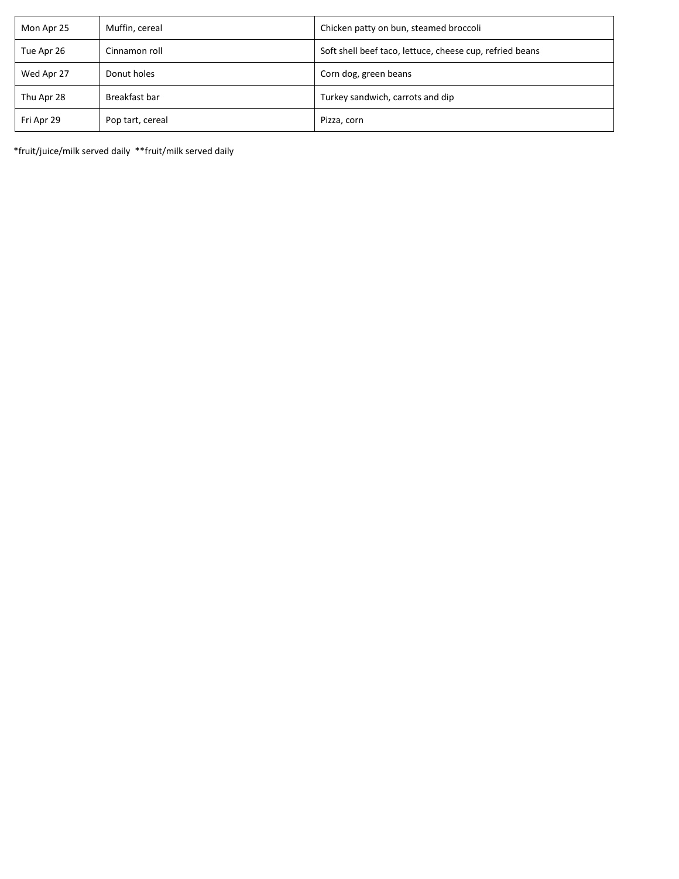| | | |
|---|---|---|
| Mon Apr 25 | Muffin, cereal | Chicken patty on bun, steamed broccoli |
| Tue Apr 26 | Cinnamon roll | Soft shell beef taco, lettuce, cheese cup, refried beans |
| Wed Apr 27 | Donut holes | Corn dog, green beans |
| Thu Apr 28 | Breakfast bar | Turkey sandwich, carrots and dip |
| Fri Apr 29 | Pop tart, cereal | Pizza, corn |

*fruit/juice/milk served daily  **fruit/milk served daily